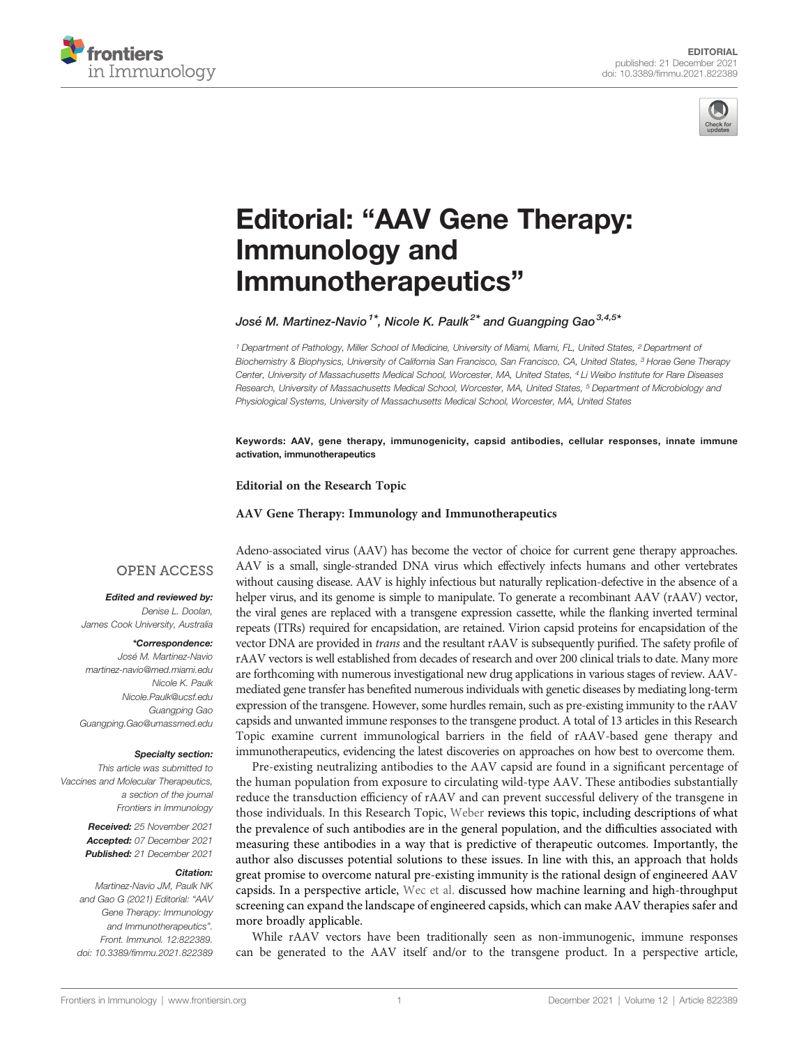EDITORIAL

published: 21 December 2021
doi: 10.3389/fimmu.2021.822389

# Editorial: "AAV Gene Therapy: Immunology and Immunotherapeutics"

*José M. Martinez-Navio[1*], Nicole K. Paulk[2*] and Guangping Gao[3,4,5*]*

[1] Department of Pathology, Miller School of Medicine, University of Miami, Miami, FL, United States, [2] Department of Biochemistry & Biophysics, University of California San Francisco, San Francisco, CA, United States, [3] Horae Gene Therapy Center, University of Massachusetts Medical School, Worcester, MA, United States, [4] Li Weibo Institute for Rare Diseases Research, University of Massachusetts Medical School, Worcester, MA, United States, [5] Department of Microbiology and Physiological Systems, University of Massachusetts Medical School, Worcester, MA, United States

**Keywords: AAV, gene therapy, immunogenicity, capsid antibodies, cellular responses, innate immune activation, immunotherapeutics**

**Editorial on the Research Topic**

**AAV Gene Therapy: Immunology and Immunotherapeutics**

OPEN ACCESS

***Edited and reviewed by:***
*Denise L. Doolan, James Cook University, Australia*

***\*Correspondence:***
*José M. Martinez-Navio martinez-navio@med.miami.edu*
*Nicole K. Paulk Nicole.Paulk@ucsf.edu*
*Guangping Gao Guangping.Gao@umassmed.edu*

***Specialty section:***
*This article was submitted to Vaccines and Molecular Therapeutics, a section of the journal Frontiers in Immunology*

***Received:*** *25 November 2021*
***Accepted:*** *07 December 2021*
***Published:*** *21 December 2021*

***Citation:***
*Martinez-Navio JM, Paulk NK and Gao G (2021) Editorial: "AAV Gene Therapy: Immunology and Immunotherapeutics". Front. Immunol. 12:822389. doi: 10.3389/fimmu.2021.822389*

Adeno-associated virus (AAV) has become the vector of choice for current gene therapy approaches. AAV is a small, single-stranded DNA virus which effectively infects humans and other vertebrates without causing disease. AAV is highly infectious but naturally replication-defective in the absence of a helper virus, and its genome is simple to manipulate. To generate a recombinant AAV (rAAV) vector, the viral genes are replaced with a transgene expression cassette, while the flanking inverted terminal repeats (ITRs) required for encapsidation, are retained. Virion capsid proteins for encapsidation of the vector DNA are provided in *trans* and the resultant rAAV is subsequently purified. The safety profile of rAAV vectors is well established from decades of research and over 200 clinical trials to date. Many more are forthcoming with numerous investigational new drug applications in various stages of review. AAV-mediated gene transfer has benefited numerous individuals with genetic diseases by mediating long-term expression of the transgene. However, some hurdles remain, such as pre-existing immunity to the rAAV capsids and unwanted immune responses to the transgene product. A total of 13 articles in this Research Topic examine current immunological barriers in the field of rAAV-based gene therapy and immunotherapeutics, evidencing the latest discoveries on approaches on how best to overcome them.

Pre-existing neutralizing antibodies to the AAV capsid are found in a significant percentage of the human population from exposure to circulating wild-type AAV. These antibodies substantially reduce the transduction efficiency of rAAV and can prevent successful delivery of the transgene in those individuals. In this Research Topic, Weber reviews this topic, including descriptions of what the prevalence of such antibodies are in the general population, and the difficulties associated with measuring these antibodies in a way that is predictive of therapeutic outcomes. Importantly, the author also discusses potential solutions to these issues. In line with this, an approach that holds great promise to overcome natural pre-existing immunity is the rational design of engineered AAV capsids. In a perspective article, Wec et al. discussed how machine learning and high-throughput screening can expand the landscape of engineered capsids, which can make AAV therapies safer and more broadly applicable.

While rAAV vectors have been traditionally seen as non-immunogenic, immune responses can be generated to the AAV itself and/or to the transgene product. In a perspective article,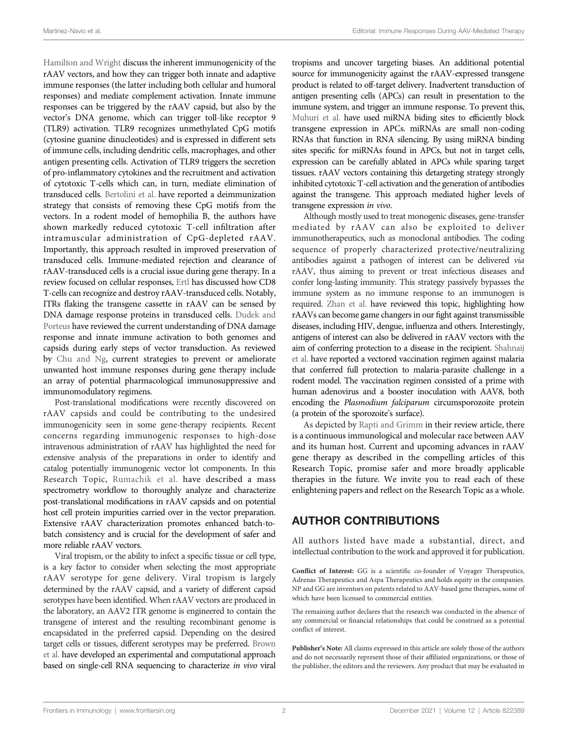Hamilton and Wright discuss the inherent immunogenicity of the rAAV vectors, and how they can trigger both innate and adaptive immune responses (the latter including both cellular and humoral responses) and mediate complement activation. Innate immune responses can be triggered by the rAAV capsid, but also by the vector's DNA genome, which can trigger toll-like receptor 9 (TLR9) activation. TLR9 recognizes unmethylated CpG motifs (cytosine guanine dinucleotides) and is expressed in different sets of immune cells, including dendritic cells, macrophages, and other antigen presenting cells. Activation of TLR9 triggers the secretion of pro-inflammatory cytokines and the recruitment and activation of cytotoxic T-cells which can, in turn, mediate elimination of transduced cells. Bertolini et al. have reported a deimmunization strategy that consists of removing these CpG motifs from the vectors. In a rodent model of hemophilia B, the authors have shown markedly reduced cytotoxic T-cell infiltration after intramuscular administration of CpG-depleted rAAV. Importantly, this approach resulted in improved preservation of transduced cells. Immune-mediated rejection and clearance of rAAV-transduced cells is a crucial issue during gene therapy. In a review focused on cellular responses, Ertl has discussed how CD8 T-cells can recognize and destroy rAAV-transduced cells. Notably, ITRs flaking the transgene cassette in rAAV can be sensed by DNA damage response proteins in transduced cells. Dudek and Porteus have reviewed the current understanding of DNA damage response and innate immune activation to both genomes and capsids during early steps of vector transduction. As reviewed by Chu and Ng, current strategies to prevent or ameliorate unwanted host immune responses during gene therapy include an array of potential pharmacological immunosuppressive and immunomodulatory regimens.

Post-translational modifications were recently discovered on rAAV capsids and could be contributing to the undesired immunogenicity seen in some gene-therapy recipients. Recent concerns regarding immunogenic responses to high-dose intravenous administration of rAAV has highlighted the need for extensive analysis of the preparations in order to identify and catalog potentially immunogenic vector lot components. In this Research Topic, Rumachik et al. have described a mass spectrometry workflow to thoroughly analyze and characterize post-translational modifications in rAAV capsids and on potential host cell protein impurities carried over in the vector preparation. Extensive rAAV characterization promotes enhanced batch-to-batch consistency and is crucial for the development of safer and more reliable rAAV vectors.

Viral tropism, or the ability to infect a specific tissue or cell type, is a key factor to consider when selecting the most appropriate rAAV serotype for gene delivery. Viral tropism is largely determined by the rAAV capsid, and a variety of different capsid serotypes have been identified. When rAAV vectors are produced in the laboratory, an AAV2 ITR genome is engineered to contain the transgene of interest and the resulting recombinant genome is encapsidated in the preferred capsid. Depending on the desired target cells or tissues, different serotypes may be preferred. Brown et al. have developed an experimental and computational approach based on single-cell RNA sequencing to characterize *in vivo* viral tropisms and uncover targeting biases. An additional potential source for immunogenicity against the rAAV-expressed transgene product is related to off-target delivery. Inadvertent transduction of antigen presenting cells (APCs) can result in presentation to the immune system, and trigger an immune response. To prevent this, Muhuri et al. have used miRNA biding sites to efficiently block transgene expression in APCs. miRNAs are small non-coding RNAs that function in RNA silencing. By using miRNA binding sites specific for miRNAs found in APCs, but not in target cells, expression can be carefully ablated in APCs while sparing target tissues. rAAV vectors containing this detargeting strategy strongly inhibited cytotoxic T-cell activation and the generation of antibodies against the transgene. This approach mediated higher levels of transgene expression *in vivo*.

Although mostly used to treat monogenic diseases, gene-transfer mediated by rAAV can also be exploited to deliver immunotherapeutics, such as monoclonal antibodies. The coding sequence of properly characterized protective/neutralizing antibodies against a pathogen of interest can be delivered *via* rAAV, thus aiming to prevent or treat infectious diseases and confer long-lasting immunity. This strategy passively bypasses the immune system as no immune response to an immunogen is required. Zhan et al. have reviewed this topic, highlighting how rAAVs can become game changers in our fight against transmissible diseases, including HIV, dengue, influenza and others. Interestingly, antigens of interest can also be delivered in rAAV vectors with the aim of conferring protection to a disease in the recipient. Shahnaij et al. have reported a vectored vaccination regimen against malaria that conferred full protection to malaria-parasite challenge in a rodent model. The vaccination regimen consisted of a prime with human adenovirus and a booster inoculation with AAV8, both encoding the *Plasmodium falciparum* circumsporozoite protein (a protein of the sporozoite's surface).

As depicted by Rapti and Grimm in their review article, there is a continuous immunological and molecular race between AAV and its human host. Current and upcoming advances in rAAV gene therapy as described in the compelling articles of this Research Topic, promise safer and more broadly applicable therapies in the future. We invite you to read each of these enlightening papers and reflect on the Research Topic as a whole.

## AUTHOR CONTRIBUTIONS

All authors listed have made a substantial, direct, and intellectual contribution to the work and approved it for publication.

**Conflict of Interest:** GG is a scientific co-founder of Voyager Therapeutics, Adrenas Therapeutics and Aspa Therapeutics and holds equity in the companies. NP and GG are inventors on patents related to AAV-based gene therapies, some of which have been licensed to commercial entities.

The remaining author declares that the research was conducted in the absence of any commercial or financial relationships that could be construed as a potential conflict of interest.

**Publisher's Note:** All claims expressed in this article are solely those of the authors and do not necessarily represent those of their affiliated organizations, or those of the publisher, the editors and the reviewers. Any product that may be evaluated in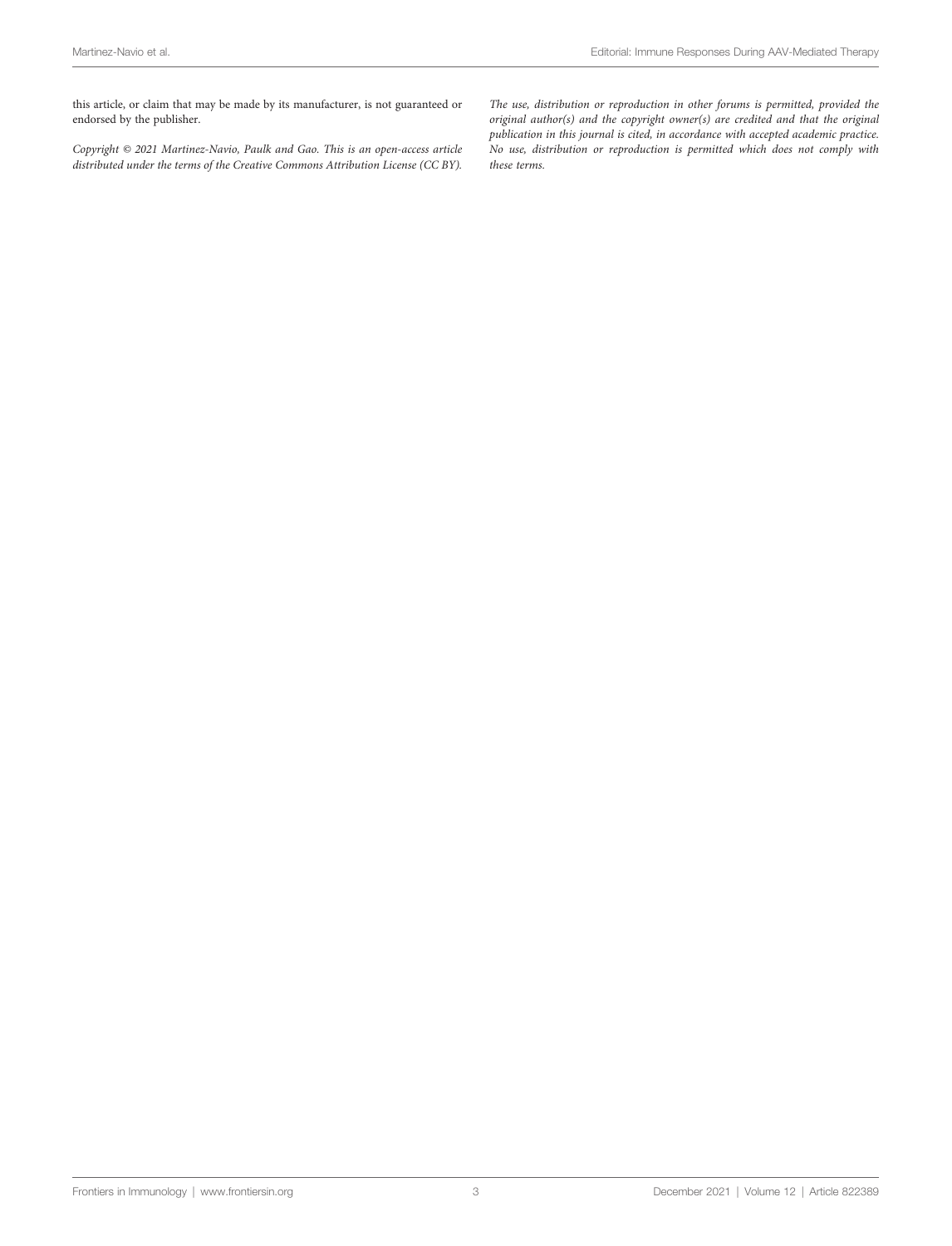this article, or claim that may be made by its manufacturer, is not guaranteed or endorsed by the publisher.

*Copyright © 2021 Martinez-Navio, Paulk and Gao. This is an open-access article distributed under the terms of the Creative Commons Attribution License (CC BY). The use, distribution or reproduction in other forums is permitted, provided the original author(s) and the copyright owner(s) are credited and that the original publication in this journal is cited, in accordance with accepted academic practice. No use, distribution or reproduction is permitted which does not comply with these terms.*